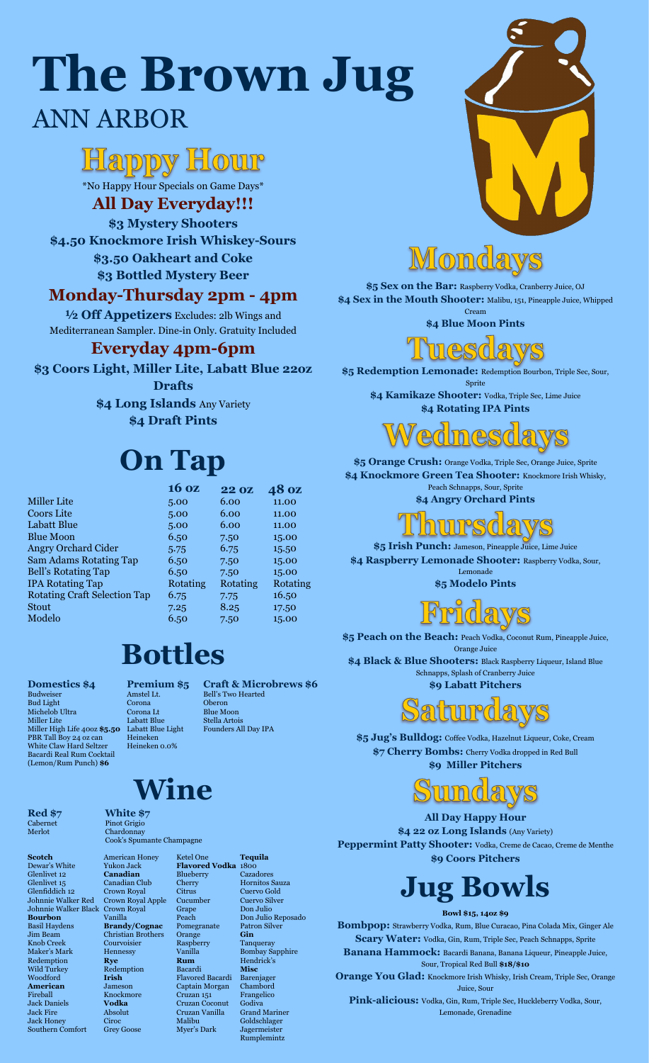# The Brown Jug

## ANN ARBOR

## Happy Hour

*No Happy Hour Specials on Game Days*

### All Day Everyday!!!

**$3 Mystery Shooters**

**$4.50 Knockmore Irish Whiskey-Sours**

**$3.50 Oakheart and Coke**

**$3 Bottled Mystery Beer**

### Monday-Thursday 2pm - 4pm

**½ Off Appetizers** Excludes: 2lb Wings and Mediterranean Sampler. Dine-in Only. Gratuity Included

### Everyday 4pm-6pm

**$3 Coors Light, Miller Lite, Labatt Blue 22oz Drafts**

**$4 Long Islands** Any Variety

**$4 Draft Pints**

## On Tap

| | 16 oz | 22 oz | 48 oz |
|---|---|---|---|
| Miller Lite | 5.00 | 6.00 | 11.00 |
| Coors Lite | 5.00 | 6.00 | 11.00 |
| Labatt Blue | 5.00 | 6.00 | 11.00 |
| Blue Moon | 6.50 | 7.50 | 15.00 |
| Angry Orchard Cider | 5.75 | 6.75 | 15.50 |
| Sam Adams Rotating Tap | 6.50 | 7.50 | 15.00 |
| Bell's Rotating Tap | 6.50 | 7.50 | 15.00 |
| IPA Rotating Tap | Rotating | Rotating | Rotating |
| Rotating Craft Selection Tap | 6.75 | 7.75 | 16.50 |
| Stout | 7.25 | 8.25 | 17.50 |
| Modelo | 6.50 | 7.50 | 15.00 |

## Bottles

**Domestics $4**
- Budweiser
- Bud Light
- Michelob Ultra
- Miller Lite
- Miller High Life 40oz **$5.50**
- PBR Tall Boy 24 oz can
- White Claw Hard Seltzer
- Bacardi Real Rum Cocktail (Lemon/Rum Punch) **$6**

**Premium $5**
- Amstel Lt.
- Corona
- Corona Lt
- Labatt Blue
- Labatt Blue Light
- Heineken
- Heineken 0.0%

**Craft & Microbrews $6**
- Bell's Two Hearted
- Oberon
- Blue Moon
- Stella Artois
- Founders All Day IPA

## Wine

**Red $7**
- Cabernet
- Merlot

**White $7**
- Pinot Grigio
- Chardonnay
- Cook's Spumante Champagne

**Scotch**
- Dewar's White
- Glenlivet 12
- Glenlivet 15
- Glenfiddich 12
- Johnnie Walker Red
- Johnnie Walker Black

**Bourbon**
- Basil Haydens
- Jim Beam
- Knob Creek
- Maker's Mark
- Redemption
- Wild Turkey
- Woodford

**American**
- Fireball
- Jack Daniels
- Jack Fire
- Jack Honey
- Southern Comfort
- American Honey
- Yukon Jack

**Canadian**
- Canadian Club
- Crown Royal
- Crown Royal Apple
- Crown Royal Vanilla

**Brandy/Cognac**
- Christian Brothers
- Courvoisier
- Hennessy

**Rye**
- Redemption

**Irish**
- Jameson
- Knockmore

**Vodka**
- Absolut
- Ciroc
- Grey Goose
- Ketel One

**Flavored Vodka**
- Blueberry
- Cherry
- Citrus
- Cucumber
- Grape
- Peach
- Pomegranate
- Orange
- Raspberry
- Vanilla

**Rum**
- Bacardi
- Flavored Bacardi
- Captain Morgan
- Cruzan 151
- Cruzan Coconut
- Cruzan Vanilla
- Malibu
- Myer's Dark

**Tequila**
- 1800
- Cazadores
- Hornitos Sauza
- Cuervo Gold
- Cuervo Silver
- Don Julio
- Don Julio Reposado
- Patron Silver

**Gin**
- Tanqueray
- Bombay Sapphire
- Hendrick's

**Misc**
- Barenjager
- Chambord
- Frangelico
- Godiva
- Grand Mariner
- Goldschlager
- Jagermeister
- Rumplemintz

## Mondays

**$5 Sex on the Bar:** Raspberry Vodka, Cranberry Juice, OJ

**$4 Sex in the Mouth Shooter:** Malibu, 151, Pineapple Juice, Whipped Cream

**$4 Blue Moon Pints**

## Tuesdays

**$5 Redemption Lemonade:** Redemption Bourbon, Triple Sec, Sour, Sprite

**$4 Kamikaze Shooter:** Vodka, Triple Sec, Lime Juice

**$4 Rotating IPA Pints**

## Wednesdays

**$5 Orange Crush:** Orange Vodka, Triple Sec, Orange Juice, Sprite

**$4 Knockmore Green Tea Shooter:** Knockmore Irish Whisky, Peach Schnapps, Sour, Sprite

**$4 Angry Orchard Pints**

## Thursdays

**$5 Irish Punch:** Jameson, Pineapple Juice, Lime Juice

**$4 Raspberry Lemonade Shooter:** Raspberry Vodka, Sour, Lemonade

**$5 Modelo Pints**

## Fridays

**$5 Peach on the Beach:** Peach Vodka, Coconut Rum, Pineapple Juice, Orange Juice

**$4 Black & Blue Shooters:** Black Raspberry Liqueur, Island Blue Schnapps, Splash of Cranberry Juice

**$9 Labatt Pitchers**

## Saturdays

**$5 Jug's Bulldog:** Coffee Vodka, Hazelnut Liqueur, Coke, Cream

**$7 Cherry Bombs:** Cherry Vodka dropped in Red Bull

**$9 Miller Pitchers**

## Sundays

**All Day Happy Hour**

**$4 22 oz Long Islands** (Any Variety)

**Peppermint Patty Shooter:** Vodka, Creme de Cacao, Creme de Menthe

**$9 Coors Pitchers**

## Jug Bowls

**Bowl $15, 14oz $9**

**Bombpop:** Strawberry Vodka, Rum, Blue Curacao, Pina Colada Mix, Ginger Ale

**Scary Water:** Vodka, Gin, Rum, Triple Sec, Peach Schnapps, Sprite

**Banana Hammock:** Bacardi Banana, Banana Liqueur, Pineapple Juice, Sour, Tropical Red Bull **$18/$10**

**Orange You Glad:** Knockmore Irish Whisky, Irish Cream, Triple Sec, Orange Juice, Sour

**Pink-alicious:** Vodka, Gin, Rum, Triple Sec, Huckleberry Vodka, Sour, Lemonade, Grenadine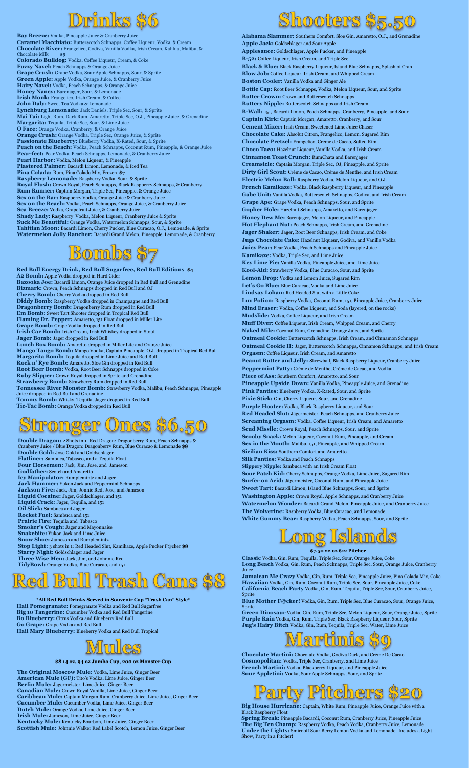# Drinks $6

**Bay Breeze:** Vodka, Pineapple Juice & Cranberry Juice
**Caramel Macchiato:** Butterscotch Schnapps, Coffee Liqueur, Vodka, & Cream
**Chocolate River:** Frangelico, Godiva, Vanilla Vodka, Irish Cream, Kahlua, Malibu, & Chocolate Milk **$9**
**Colorado Bulldog:** Vodka, Coffee Liqueur, Cream, & Coke
**Fuzzy Navel:** Peach Schnapps & Orange Juice
**Grape Crush:** Grape Vodka, Sour Apple Schnapps, Sour, & Sprite
**Green Apple:** Apple Vodka, Orange Juice, & Cranberry Juice
**Hairy Navel:** Vodka, Peach Schnapps, & Orange Juice
**Honey Nancy:** Barenjager, Sour, & Lemonade
**Irish Monk:** Frangelico, Irish Cream, & Coffee
**John Daly:** Sweet Tea Vodka & Lemonade
**Lynchburg Lemonade:** Jack Daniels, Triple Sec, Sour, & Sprite
**Mai Tai:** Light Rum, Dark Rum, Amaretto, Triple Sec, O.J., Pineapple Juice, & Grenadine
**Margarita:** Tequila, Triple Sec, Sour, & Lime Juice
**O Face:** Orange Vodka, Cranberry, & Orange Juice
**Orange Crush:** Orange Vodka, Triple Sec, Orange Juice, & Sprite
**Passionate Blueberry:** Blueberry Vodka, X-Rated, Sour, & Sprite
**Peach on the Beach:** Vodka, Peach Schnapps, Coconut Rum, Pineapple, & Orange Juice
**Pear-fect:** Pear Vodka, Peach Schnapps, Lemonade, & Cranberry Juice
**Pearl Harbor:** Vodka, Melon Liqueur, & Pineapple
**Plastered Palmer:** Bacardi Limon, Lemonade, & Iced Tea
**Pina Colada:** Rum, Pina Colada Mix, Frozen **$7**
**Raspberry Lemonade:** Raspberry Vodka, Sour, & Sprite
**Royal Flush:** Crown Royal, Peach Schnapps, Black Raspberry Schnapps, & Cranberry
**Rum Runner:** Captain Morgan, Triple Sec, Pineapple, & Orange Juice
**Sex on the Bar:** Raspberry Vodka, Orange Juice & Cranberry Juice
**Sex on the Beach:** Vodka, Peach Schnapps, Orange Juice, & Cranberry Juice
**Sea Breeze:** Vodka, Grapefruit Juice, & Cranberry Juice
**Shady Lady:** Raspberry Vodka, Melon Liqueur, Cranberry Juice & Sprite
**Suck Me Beautiful:** Orange Vodka, Watermelon Schnapps, Sour, & Sprite
**Tahitian Moon:** Bacardi Limon, Cherry Pucker, Blue Curacao, O.J., Lemonade, & Sprite
**Watermelon Jolly Rancher:** Bacardi Grand Melon, Pineapple, Lemonade, & Cranberry

# Bombs $7

**Red Bull Energy Drink, Red Bull Sugarfree, Red Bull Editions $4**
**A2 Bomb:** Apple Vodka dropped in Hard Cider
**Bazooka Joe:** Bacardi Limon, Orange Juice dropped in Red Bull and Grenadine
**Bizmark:** Crown, Peach Schnapps dropped in Red Bull and OJ
**Cherry Bomb:** Cherry Vodka dropped in Red Bull
**Diddy Bomb:** Raspberry Vodka dropped in Champagne and Red Bull
**Dragonberry Bomb:** Dragonberry Rum dropped in Red Bull
**Em Bomb:** Sweet Tart Shooter dropped in Tropical Red Bull
**Flaming Dr. Pepper:** Amaretto, 151 Float dropped in Miller Lite
**Grape Bomb:** Grape Vodka dropped in Red Bull
**Irish Car Bomb:** Irish Cream, Irish Whiskey dropped in Stout
**Jager Bomb:** Jager dropped in Red Bull
**Lunch Box Bomb:** Amaretto dropped in Miller Lite and Orange Juice
**Mango Tango Bomb:** Mango Vodka, Captain Pineapple, O.J. dropped in Tropical Red Bull
**Margarita Bomb:** Tequila dropped in Lime Juice and Red Bull
**Rock n' Rye Bomb:** Amaretto, Sloe Gin dropped in Red Bull
**Root Beer Bomb:** Vodka, Root Beer Schnapps dropped in Coke
**Ruby Slipper:** Crown Royal dropped in Sprite and Grenadine
**Strawberry Bomb:** Strawberry Rum dropped in Red Bull
**Tennessee River Monster Bomb:** Strawberry Vodka, Malibu, Peach Schnapps, Pineapple Juice dropped in Red Bull and Grenadine
**Tommy Bomb:** Whisky, Tequila, Jager dropped in Red Bull
**Tic-Tac Bomb:** Orange Vodka dropped in Red Bull

# Stronger Ones $6.50

**Double Dragon:** 2 Shots in 1- Red Dragon: Dragonberry Rum, Peach Schnapps & Cranberry Juice / Blue Dragon: Dragonberry Rum, Blue Curacao & Lemonade **$8**
**Double Gold:** Jose Gold and Goldschlager
**Flatliner:** Sambuca, Tabasco, and a Tequila Float
**Four Horsemen:** Jack, Jim, Jose, and Jameson
**Godfather:** Scotch and Amaretto
**Icy Manipulator:** Rumplemintz and Jager
**Jack Hammer:** Yukon Jack and Peppermint Schnapps
**Jackson Five:** Jack, Jim, Jonnie Red, Jose, and Jameson
**Liquid Cocaine:** Jager, Goldschlager, and 151
**Liquid Crack:** Jager, Tequila, and 151
**Oil Slick:** Sambuca and Jager
**Rocket Fuel:** Sambuca and 151
**Prairie Fire:** Tequila and Tabasco
**Smoker's Cough:** Jager and Mayonnaise
**Snakebite:** Yukon Jack and Lime Juice
**Snow Shoe:** Jameson and Rumplemintz
**Stop Light:** 3 shots in 1: Red Headed Slut, Kamikaze, Apple Pucker F@cker **$8**
**Starry Night:** Goldschlager and Jager
**Three Wise Men:** Jack, Jim, and Johnnie Red
**TidyBowl:** Orange Vodka, Blue Curacao, and 151

# Red Bull Trash Cans $8

***All Red Bull Drinks Served in Souvenir Cup "Trash Can" Style***

**Hail Pomegranate:** Pomegranate Vodka and Red Bull Sugarfree
**Big 10 Tangerine:** Cucumber Vodka and Red Bull Tangerine
**Bo Blueberry:** Citrus Vodka and Blueberry Red Bull
**Go Grape:** Grape Vodka and Red Bull
**Hail Mary Blueberry:** Blueberry Vodka and Red Bull Tropical

# Mules

**$8 14 oz, 94 oz Jumbo Cup, 200 oz Monster Cup**

**The Original Moscow Mule:** Vodka, Lime Juice, Ginger Beer
**American Mule (GF):** Tito's Vodka, Lime Juice, Ginger Beer
**Berlin Mule:** Jagermeister, Lime Juice, Ginger Beer
**Canadian Mule:** Crown Royal Vanilla, Lime Juice, Ginger Beer
**Caribbean Mule:** Captain Morgan Rum, Cranberry Juice, Lime Juice, Ginger Beer
**Cucumber Mule:** Cucumber Vodka, Lime Juice, Ginger Beer
**Dutch Mule:** Orange Vodka, Lime Juice, Ginger Beer
**Irish Mule:** Jameson, Lime Juice, Ginger Beer
**Kentucky Mule:** Kentucky Bourbon, Lime Juice, Ginger Beer
**Scottish Mule:** Johnnie Walker Red Label Scotch, Lemon Juice, Ginger Beer

# Shooters $5.50

**Alabama Slammer:** Southern Comfort, Sloe Gin, Amaretto, O.J., and Grenadine
**Apple Jack:** Goldschlager and Sour Apple
**Applesauce:** Goldschlager, Apple Pucker, and Pineapple
**B-52:** Coffee Liqueur, Irish Cream, and Triple Sec
**Black & Blue:** Black Raspberry Liqueur, Island Blue Schnapps, Splash of Cran
**Blow Job:** Coffee Liqueur, Irish Cream, and Whipped Cream
**Boston Cooler:** Vanilla Vodka and Ginger Ale
**Bottle Cap:** Root Beer Schnapps, Vodka, Melon Liqueur, Sour, and Sprite
**Butter Crown:** Crown and Butterscotch Schnapps
**Buttery Nipple:** Butterscotch Schnapps and Irish Cream
**B-Wall:** 151, Bacardi Limon, Peach Schnapps, Cranberry, Pineapple, and Sour
**Captain Kirk:** Captain Morgan, Amaretto, Cranberry, and Sour
**Cement Mixer:** Irish Cream, Sweetened Lime Juice Chaser
**Chocolate Cake:** Absolut Citron, Frangelico, Lemon, Sugared Rim
**Chocolate Pretzel:** Frangelico, Creme de Cacao, Salted Rim
**Choco Taco:** Hazelnut Liqueur, Vanilla Vodka, and Irish Cream
**Cinnamon Toast Crunch:** RumChata and Barenjager
**Creamsicle:** Captain Morgan, Triple Sec, OJ, Pineapple, and Sprite
**Dirty Girl Scout:** Crème de Cacao, Crème de Menthe, and Irish Cream
**Electric Melon Ball:** Raspberry Vodka, Melon Liqueur, and O.J.
**French Kamikaze:** Vodka, Black Raspberry Liqueur, and Pineapple
**Gabe Unit:** Vanilla Vodka, Butterscotch Schnapps, Godiva, and Irish Cream
**Grape Ape:** Grape Vodka, Peach Schnapps, Sour, and Sprite
**Gopher Hole:** Hazelnut Schnapps, Amaretto, and Barenjager
**Honey Dew Me:** Barenjager, Melon Liqueur, and Pineapple
**Hot Elephant Nut:** Peach Schnapps, Irish Cream, and Grenadine
**Jager Shaker:** Jager, Root Beer Schnapps, Irish Cream, and Coke
**Jugs Chocolate Cake:** Hazelnut Liqueur, Godiva, and Vanilla Vodka
**Juicy Pear:** Pear Vodka, Peach Schnapps and Pineapple Juice
**Kamikaze:** Vodka, Triple Sec, and Lime Juice
**Key Lime Pie:** Vanilla Vodka, Pineapple Juice, and Lime Juice
**Kool-Aid:** Strawberry Vodka, Blue Curacao, Sour, and Sprite
**Lemon Drop:** Vodka and Lemon Juice, Sugared Rim
**Let's Go Blue:** Blue Curacao, Vodka and Lime Juice
**Lindsay Lohan:** Red Headed Slut with a Little Coke
**Luv Potion:** Raspberry Vodka, Coconut Rum, 151, Pineapple Juice, Cranberry Juice
**Mind Eraser:** Vodka, Coffee Liqueur, and Soda (layered, on the rocks)
**Mudslide:** Vodka, Coffee Liqueur, and Irish Cream
**Muff Diver:** Coffee Liqueur, Irish Cream, Whipped Cream, and Cherry
**Naked Mile:** Coconut Rum, Grenadine, Orange Juice, and Sprite
**Oatmeal Cookie:** Butterscotch Schnapps, Irish Cream, and Cinnamon Schnapps
**Oatmeal Cookie II:** Jager, Butterscotch Schnapps, Cinnamon Schnapps, and Irish Cream
**Orgasm:** Coffee Liqueur, Irish Cream, and Amaretto
**Peanut Butter and Jelly:** Skrewball, Black Raspberry Liqueur, Cranberry Juice
**Peppermint Patty:** Crème de Menthe, Crème de Cacao, and Vodka
**Piece of Ass:** Southern Comfort, Amaretto, and Sour
**Pineapple Upside Down:** Vanilla Vodka, Pineapple Juice, and Grenadine
**Pink Panties:** Blueberry Vodka, X-Rated, Sour, and Sprite
**Pixie Stick:** Gin, Cherry Liqueur, Sour, and Grenadine
**Purple Hooter:** Vodka, Black Raspberry Liqueur, and Sour
**Red Headed Slut:** Jägermeister, Peach Schnapps, and Cranberry Juice
**Screaming Orgasm:** Vodka, Coffee Liqueur, Irish Cream, and Amaretto
**Scud Missile:** Crown Royal, Peach Schnapps, Sour, and Sprite
**Scooby Snack:** Melon Liqueur, Coconut Rum, Pineapple, and Cream
**Sex in the Mouth:** Malibu, 151, Pineapple, and Whipped Cream
**Sicilian Kiss:** Southern Comfort and Amaretto
**Silk Panties:** Vodka and Peach Schnapps
**Slippery Nipple:** Sambuca with an Irish Cream Float
**Sour Patch Kid:** Cherry Schnapps, Orange Vodka, Lime Juice, Sugared Rim
**Surfer on Acid:** Jägermeister, Coconut Rum, and Pineapple Juice
**Sweet Tart:** Bacardi Limon, Island Blue Schnapps, Sour, and Sprite
**Washington Apple:** Crown Royal, Apple Schnapps, and Cranberry Juice
**Watermelon Wonder:** Bacardi Grand Melon, Pineapple Juice, and Cranberry Juice
**The Wolverine:** Raspberry Vodka, Blue Curacao, and Lemonade
**White Gummy Bear:** Raspberry Vodka, Peach Schnapps, Sour, and Sprite

# Long Islands

**$7.50 22 oz $12 Pitcher**

**Classic** Vodka, Gin, Rum, Tequila, Triple Sec, Sour, Orange Juice, Coke
**Long Beach** Vodka, Gin, Rum, Peach Schnapps, Triple Sec, Sour, Orange Juice, Cranberry Juice
**Jamaican Me Crazy** Vodka, Gin, Rum, Triple Sec, Pineapple Juice, Pina Colada Mix, Coke
**Hawaiian** Vodka, Gin, Rum, Coconut Rum, Triple Sec, Sour, Pineapple Juice, Coke
**California Beach Party** Vodka, Gin, Rum, Tequila, Triple Sec, Sour, Cranberry Juice, Sprite
**Blue Mother F@cker!** Vodka, Gin, Rum, Triple Sec, Blue Curacao, Sour, Orange Juice, Sprite
**Green Dinosaur** Vodka, Gin, Rum, Triple Sec, Melon Liqueur, Sour, Orange Juice, Sprite
**Purple Rain** Vodka, Gin, Rum, Triple Sec, Black Raspberry Liqueur, Sour, Sprite
**Jug's Hairy Bitch** Vodka, Gin, Rum, Tequila, Triple Sec, Water, Lime Juice

# Martinis $9

**Chocolate Martini:** Chocolate Vodka, Godiva Dark, and Crème De Cacao
**Cosmopolitan:** Vodka, Triple Sec, Cranberry, and Lime Juice
**French Martini:** Vodka, Blackberry Liqueur, and Pineapple Juice
**Sour Appletini:** Vodka, Sour Apple Schnapps, Sour, and Sprite

# Party Pitchers $20

**Big House Hurricane:** Captain, White Rum, Pineapple Juice, Orange Juice with a Black Raspberry Float
**Spring Break:** Pineapple Bacardi, Coconut Rum, Cranberry Juice, Pineapple Juice
**The Big Ten Champ:** Raspberry Vodka, Peach Vodka, Cranberry Juice, Lemonade
**Under the Lights:** Smirnoff Sour Berry Lemon Vodka and Lemonade- Includes a Light Show, Party in a Pitcher!